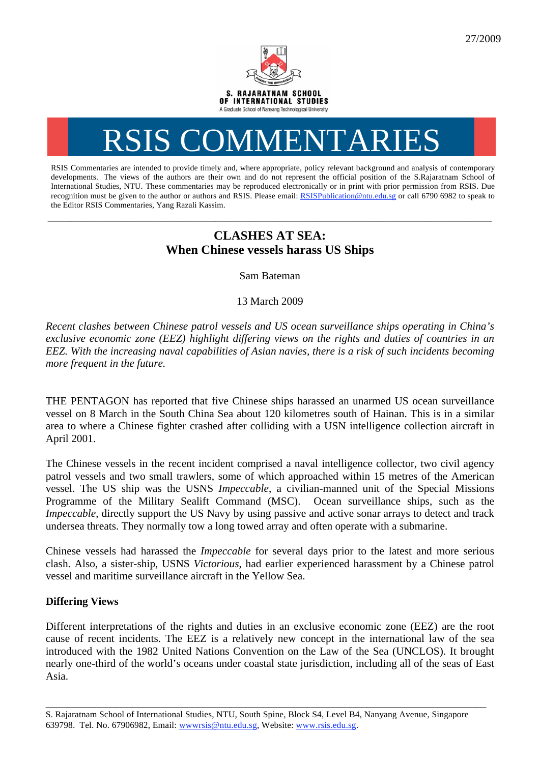27/2009

S. RAJARATNAM SCHOOL OF INTERNATIONAL STUDIES

A Graduate School of Nanyang Technological University

# RSIS COMMENTARIES

RSIS Commentaries are intended to provide timely and, where appropriate, policy relevant background and analysis of contemporary developments. The views of the authors are their own and do not represent the official position of the S.Rajaratnam School of International Studies, NTU. These commentaries may be reproduced electronically or in print with prior permission from RSIS. Due recognition must be given to the author or authors and RSIS. Please email: RSISPublication@ntu.edu.sg or call 6790 6982 to speak to the Editor RSIS Commentaries, Yang Razali Kassim.

---

## CLASHES AT SEA: When Chinese vessels harass US Ships

Sam Bateman

13 March 2009

*Recent clashes between Chinese patrol vessels and US ocean surveillance ships operating in China's exclusive economic zone (EEZ) highlight differing views on the rights and duties of countries in an EEZ. With the increasing naval capabilities of Asian navies, there is a risk of such incidents becoming more frequent in the future.*

THE PENTAGON has reported that five Chinese ships harassed an unarmed US ocean surveillance vessel on 8 March in the South China Sea about 120 kilometres south of Hainan. This is in a similar area to where a Chinese fighter crashed after colliding with a USN intelligence collection aircraft in April 2001.

The Chinese vessels in the recent incident comprised a naval intelligence collector, two civil agency patrol vessels and two small trawlers, some of which approached within 15 metres of the American vessel. The US ship was the USNS *Impeccable*, a civilian-manned unit of the Special Missions Programme of the Military Sealift Command (MSC). Ocean surveillance ships, such as the *Impeccable*, directly support the US Navy by using passive and active sonar arrays to detect and track undersea threats. They normally tow a long towed array and often operate with a submarine.

Chinese vessels had harassed the *Impeccable* for several days prior to the latest and more serious clash. Also, a sister-ship, USNS *Victorious*, had earlier experienced harassment by a Chinese patrol vessel and maritime surveillance aircraft in the Yellow Sea.

### Differing Views

Different interpretations of the rights and duties in an exclusive economic zone (EEZ) are the root cause of recent incidents. The EEZ is a relatively new concept in the international law of the sea introduced with the 1982 United Nations Convention on the Law of the Sea (UNCLOS). It brought nearly one-third of the world's oceans under coastal state jurisdiction, including all of the seas of East Asia.

---

S. Rajaratnam School of International Studies, NTU, South Spine, Block S4, Level B4, Nanyang Avenue, Singapore 639798. Tel. No. 67906982, Email: wwwrsis@ntu.edu.sg, Website: www.rsis.edu.sg.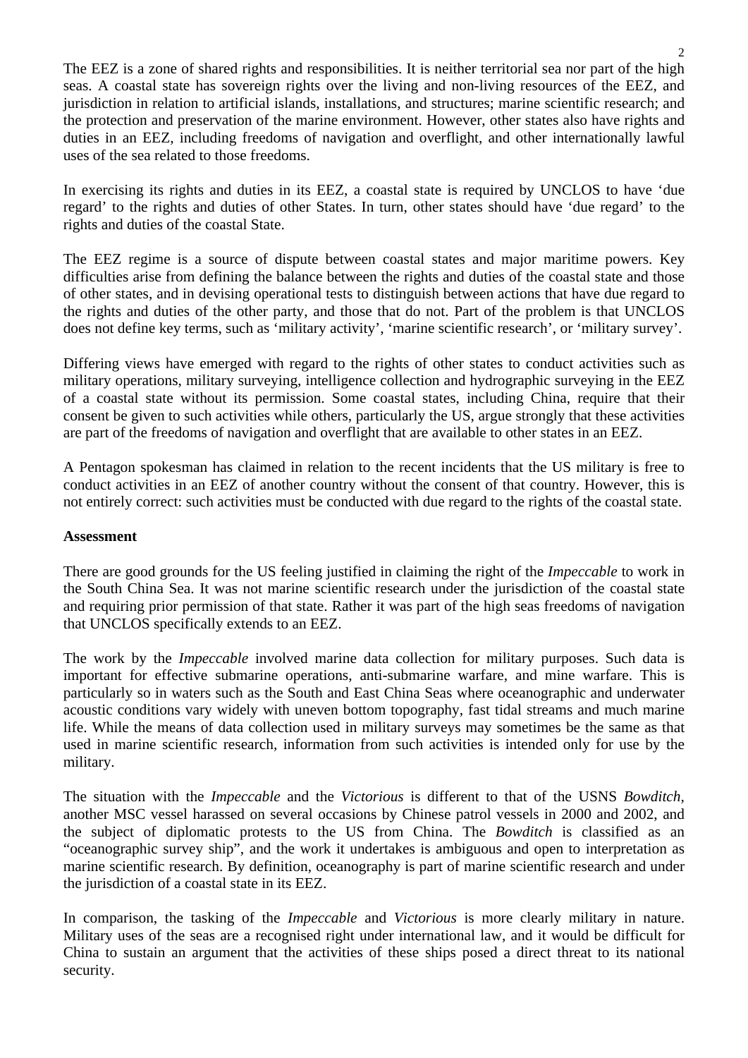The EEZ is a zone of shared rights and responsibilities. It is neither territorial sea nor part of the high seas. A coastal state has sovereign rights over the living and non-living resources of the EEZ, and jurisdiction in relation to artificial islands, installations, and structures; marine scientific research; and the protection and preservation of the marine environment. However, other states also have rights and duties in an EEZ, including freedoms of navigation and overflight, and other internationally lawful uses of the sea related to those freedoms.

In exercising its rights and duties in its EEZ, a coastal state is required by UNCLOS to have 'due regard' to the rights and duties of other States. In turn, other states should have 'due regard' to the rights and duties of the coastal State.

The EEZ regime is a source of dispute between coastal states and major maritime powers. Key difficulties arise from defining the balance between the rights and duties of the coastal state and those of other states, and in devising operational tests to distinguish between actions that have due regard to the rights and duties of the other party, and those that do not. Part of the problem is that UNCLOS does not define key terms, such as 'military activity', 'marine scientific research', or 'military survey'.

Differing views have emerged with regard to the rights of other states to conduct activities such as military operations, military surveying, intelligence collection and hydrographic surveying in the EEZ of a coastal state without its permission. Some coastal states, including China, require that their consent be given to such activities while others, particularly the US, argue strongly that these activities are part of the freedoms of navigation and overflight that are available to other states in an EEZ.

A Pentagon spokesman has claimed in relation to the recent incidents that the US military is free to conduct activities in an EEZ of another country without the consent of that country. However, this is not entirely correct: such activities must be conducted with due regard to the rights of the coastal state.

**Assessment**

There are good grounds for the US feeling justified in claiming the right of the *Impeccable* to work in the South China Sea. It was not marine scientific research under the jurisdiction of the coastal state and requiring prior permission of that state. Rather it was part of the high seas freedoms of navigation that UNCLOS specifically extends to an EEZ.

The work by the *Impeccable* involved marine data collection for military purposes. Such data is important for effective submarine operations, anti-submarine warfare, and mine warfare. This is particularly so in waters such as the South and East China Seas where oceanographic and underwater acoustic conditions vary widely with uneven bottom topography, fast tidal streams and much marine life. While the means of data collection used in military surveys may sometimes be the same as that used in marine scientific research, information from such activities is intended only for use by the military.

The situation with the *Impeccable* and the *Victorious* is different to that of the USNS *Bowditch*, another MSC vessel harassed on several occasions by Chinese patrol vessels in 2000 and 2002, and the subject of diplomatic protests to the US from China. The *Bowditch* is classified as an "oceanographic survey ship", and the work it undertakes is ambiguous and open to interpretation as marine scientific research. By definition, oceanography is part of marine scientific research and under the jurisdiction of a coastal state in its EEZ.

In comparison, the tasking of the *Impeccable* and *Victorious* is more clearly military in nature. Military uses of the seas are a recognised right under international law, and it would be difficult for China to sustain an argument that the activities of these ships posed a direct threat to its national security.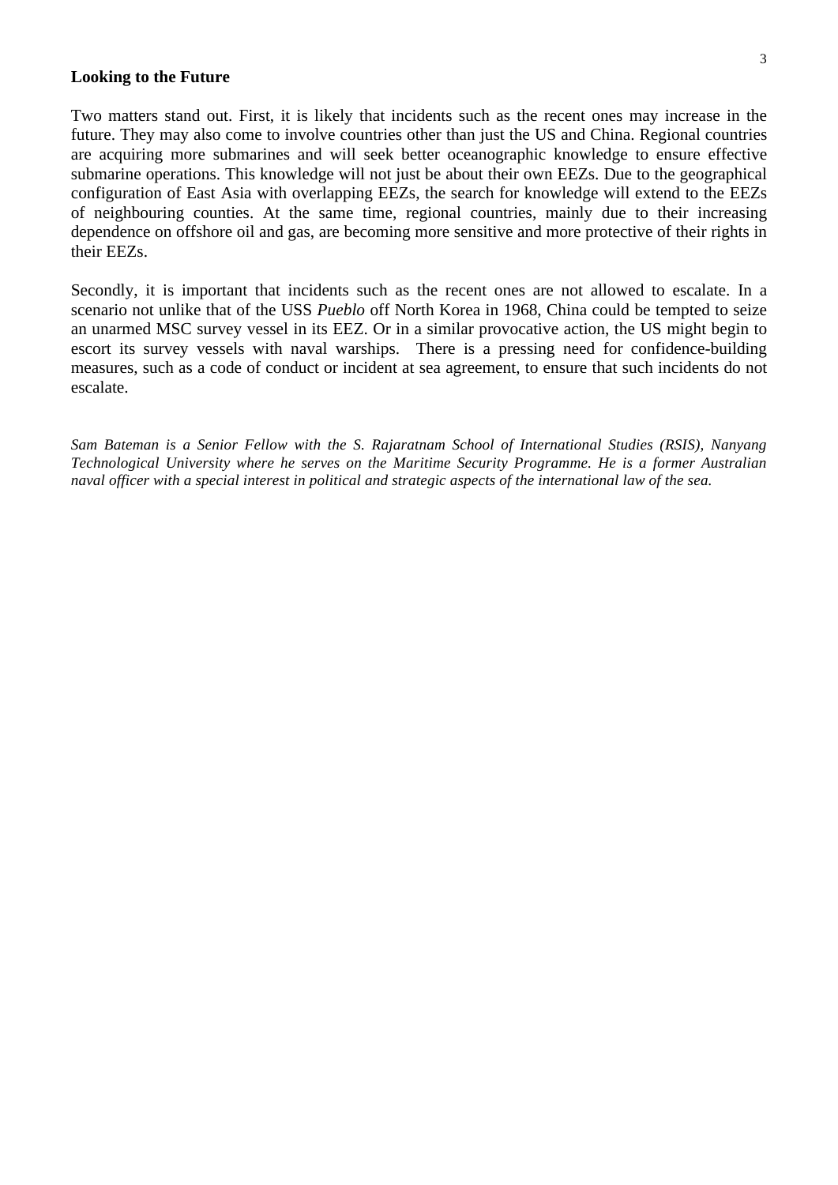**Looking to the Future**

Two matters stand out. First, it is likely that incidents such as the recent ones may increase in the future. They may also come to involve countries other than just the US and China. Regional countries are acquiring more submarines and will seek better oceanographic knowledge to ensure effective submarine operations. This knowledge will not just be about their own EEZs. Due to the geographical configuration of East Asia with overlapping EEZs, the search for knowledge will extend to the EEZs of neighbouring counties. At the same time, regional countries, mainly due to their increasing dependence on offshore oil and gas, are becoming more sensitive and more protective of their rights in their EEZs.

Secondly, it is important that incidents such as the recent ones are not allowed to escalate. In a scenario not unlike that of the USS *Pueblo* off North Korea in 1968, China could be tempted to seize an unarmed MSC survey vessel in its EEZ. Or in a similar provocative action, the US might begin to escort its survey vessels with naval warships. There is a pressing need for confidence-building measures, such as a code of conduct or incident at sea agreement, to ensure that such incidents do not escalate.

*Sam Bateman is a Senior Fellow with the S. Rajaratnam School of International Studies (RSIS), Nanyang Technological University where he serves on the Maritime Security Programme. He is a former Australian naval officer with a special interest in political and strategic aspects of the international law of the sea.*